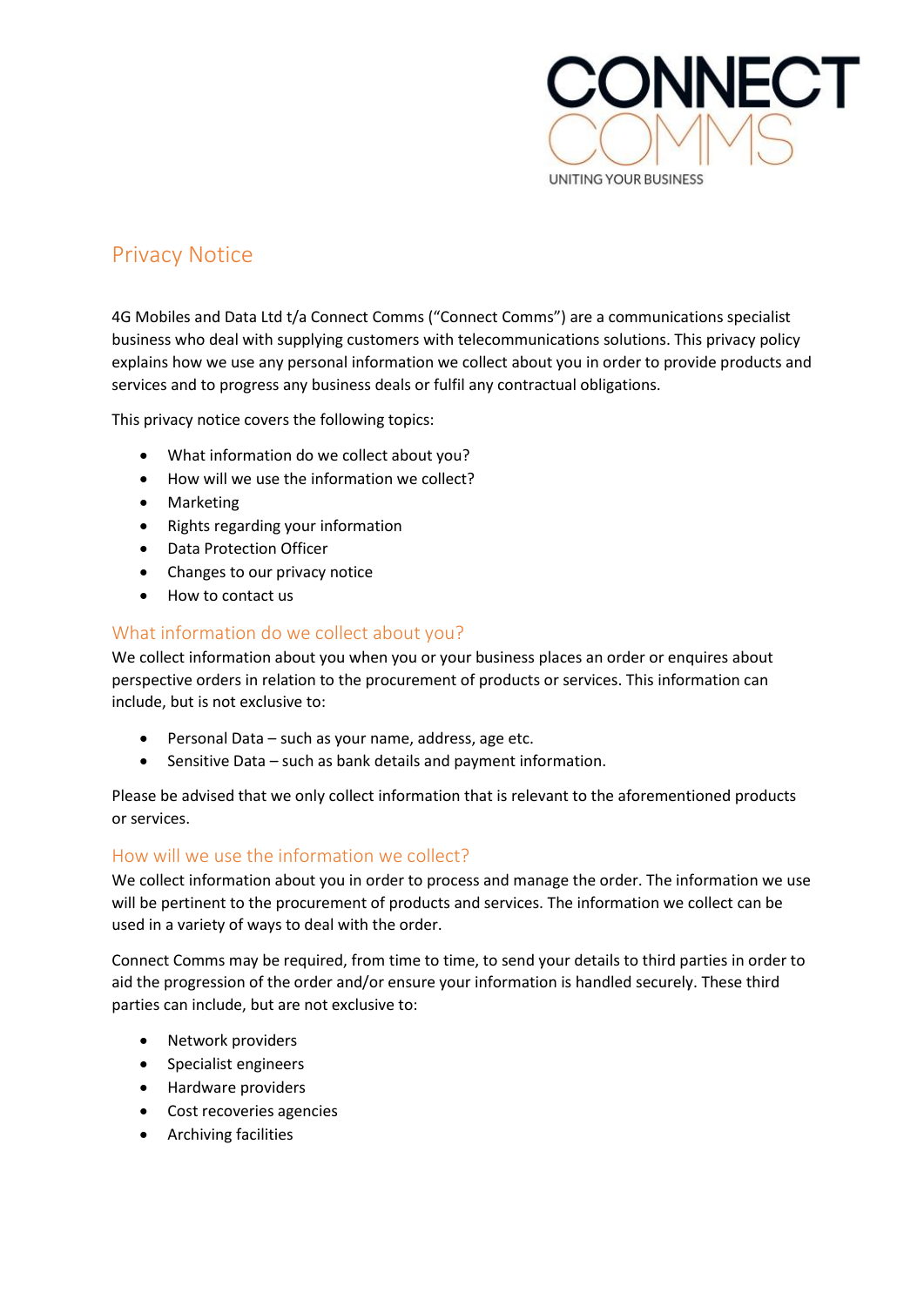# Privacy Notice

4G Mobiles and Data Ltd t/a Connect Comms ("Connect Comms") are a communications specialist business who deal with supplying customers with telecommunications solutions. This privacy policy explains how we use any personal information we collect about you in order to provide products and services and to progress any business deals or fulfil any contractual obligations.

This privacy notice covers the following topics:

- What information do we collect about you?
- How will we use the information we collect?
- Marketing
- Rights regarding your information
- Data Protection Officer
- Changes to our privacy notice
- How to contact us

## What information do we collect about you?

We collect information about you when you or your business places an order or enquires about perspective orders in relation to the procurement of products or services. This information can include, but is not exclusive to:

- Personal Data – such as your name, address, age etc.
- Sensitive Data – such as bank details and payment information.

Please be advised that we only collect information that is relevant to the aforementioned products or services.

## How will we use the information we collect?

We collect information about you in order to process and manage the order. The information we use will be pertinent to the procurement of products and services. The information we collect can be used in a variety of ways to deal with the order.

Connect Comms may be required, from time to time, to send your details to third parties in order to aid the progression of the order and/or ensure your information is handled securely. These third parties can include, but are not exclusive to:

- Network providers
- Specialist engineers
- Hardware providers
- Cost recoveries agencies
- Archiving facilities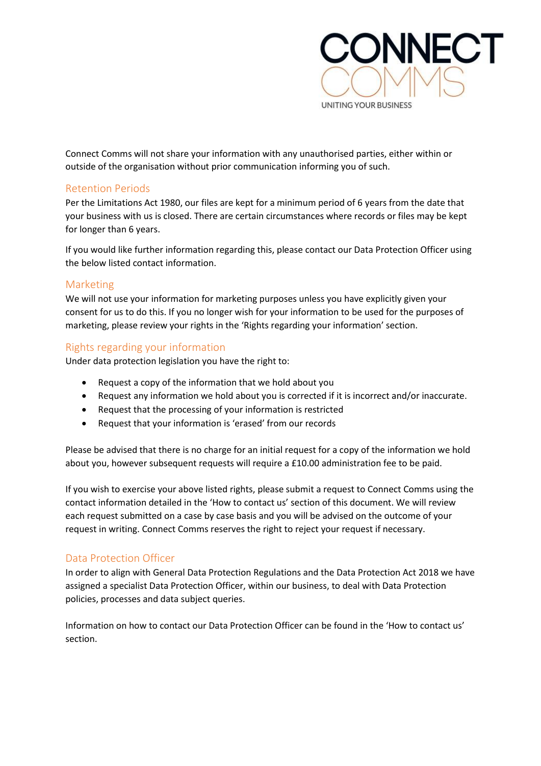Connect Comms will not share your information with any unauthorised parties, either within or outside of the organisation without prior communication informing you of such.

## Retention Periods

Per the Limitations Act 1980, our files are kept for a minimum period of 6 years from the date that your business with us is closed. There are certain circumstances where records or files may be kept for longer than 6 years.

If you would like further information regarding this, please contact our Data Protection Officer using the below listed contact information.

## Marketing

We will not use your information for marketing purposes unless you have explicitly given your consent for us to do this. If you no longer wish for your information to be used for the purposes of marketing, please review your rights in the 'Rights regarding your information' section.

## Rights regarding your information

Under data protection legislation you have the right to:

- Request a copy of the information that we hold about you
- Request any information we hold about you is corrected if it is incorrect and/or inaccurate.
- Request that the processing of your information is restricted
- Request that your information is 'erased' from our records

Please be advised that there is no charge for an initial request for a copy of the information we hold about you, however subsequent requests will require a £10.00 administration fee to be paid.

If you wish to exercise your above listed rights, please submit a request to Connect Comms using the contact information detailed in the 'How to contact us' section of this document. We will review each request submitted on a case by case basis and you will be advised on the outcome of your request in writing. Connect Comms reserves the right to reject your request if necessary.

## Data Protection Officer

In order to align with General Data Protection Regulations and the Data Protection Act 2018 we have assigned a specialist Data Protection Officer, within our business, to deal with Data Protection policies, processes and data subject queries.

Information on how to contact our Data Protection Officer can be found in the 'How to contact us' section.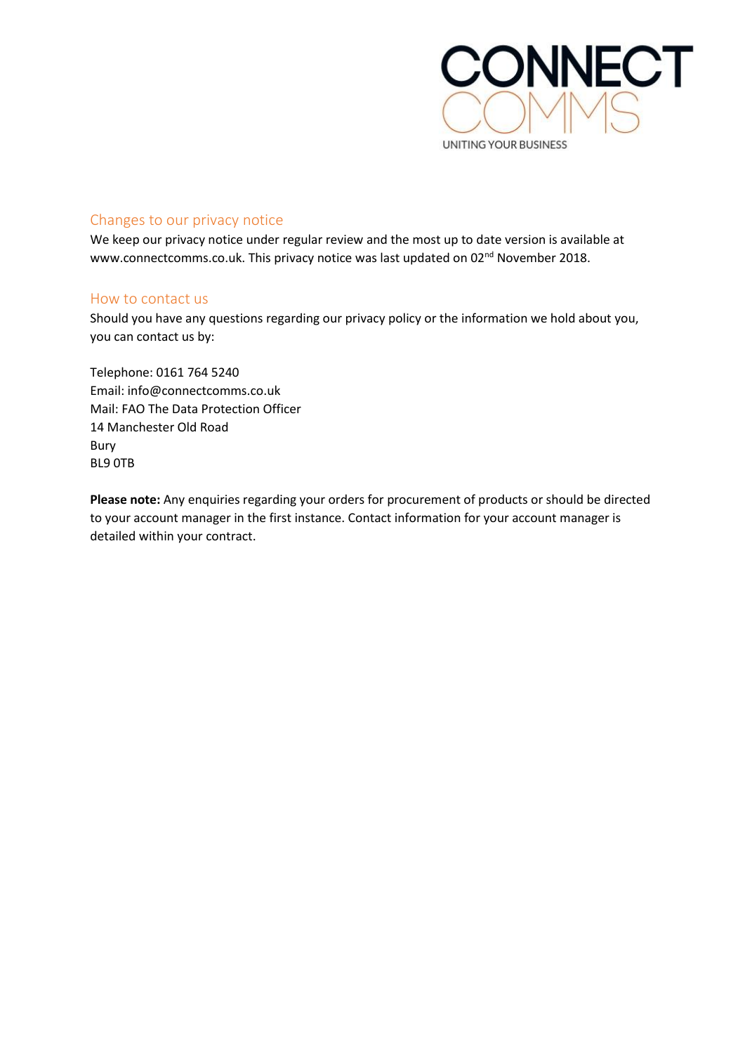## Changes to our privacy notice

We keep our privacy notice under regular review and the most up to date version is available at www.connectcomms.co.uk. This privacy notice was last updated on 02nd November 2018.

## How to contact us

Should you have any questions regarding our privacy policy or the information we hold about you, you can contact us by:

Telephone: 0161 764 5240
Email: info@connectcomms.co.uk
Mail: FAO The Data Protection Officer
14 Manchester Old Road
Bury
BL9 0TB

**Please note:** Any enquiries regarding your orders for procurement of products or should be directed to your account manager in the first instance. Contact information for your account manager is detailed within your contract.